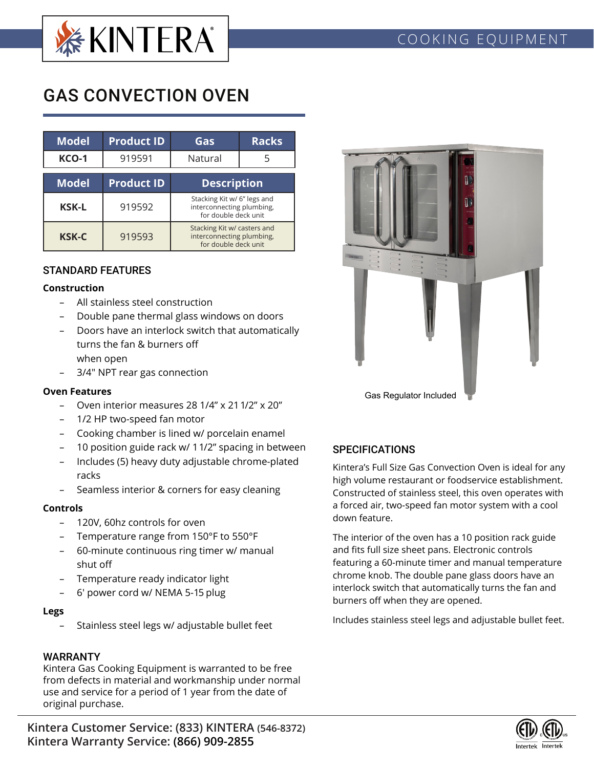KINTERA®

COOKING EQUIPMENT

# GAS CONVECTION OVEN

| Model | Product ID | Gas | Racks |
|---|---|---|---|
| KCO-1 | 919591 | Natural | 5 |

| Model | Product ID | Description |
|---|---|---|
| KSK-L | 919592 | Stacking Kit w/ 6" legs and interconnecting plumbing, for double deck unit |
| KSK-C | 919593 | Stacking Kit w/ casters and interconnecting plumbing, for double deck unit |

## STANDARD FEATURES

### Construction

- All stainless steel construction
- Double pane thermal glass windows on doors
- Doors have an interlock switch that automatically turns the fan & burners off when open
- 3/4" NPT rear gas connection

### Oven Features

- Oven interior measures 28 1/4" x 21 1/2" x 20"
- 1/2 HP two-speed fan motor
- Cooking chamber is lined w/ porcelain enamel
- 10 position guide rack w/ 1 1/2" spacing in between
- Includes (5) heavy duty adjustable chrome-plated racks
- Seamless interior & corners for easy cleaning

### Controls

- 120V, 60hz controls for oven
- Temperature range from 150°F to 550°F
- 60-minute continuous ring timer w/ manual shut off
- Temperature ready indicator light
- 6' power cord w/ NEMA 5-15 plug

### Legs

- Stainless steel legs w/ adjustable bullet feet

## WARRANTY

Kintera Gas Cooking Equipment is warranted to be free from defects in material and workmanship under normal use and service for a period of 1 year from the date of original purchase.

Gas Regulator Included

## SPECIFICATIONS

Kintera's Full Size Gas Convection Oven is ideal for any high volume restaurant or foodservice establishment. Constructed of stainless steel, this oven operates with a forced air, two-speed fan motor system with a cool down feature.

The interior of the oven has a 10 position rack guide and fits full size sheet pans. Electronic controls featuring a 60-minute timer and manual temperature chrome knob. The double pane glass doors have an interlock switch that automatically turns the fan and burners off when they are opened.

Includes stainless steel legs and adjustable bullet feet.

**Kintera Customer Service: (833) KINTERA (546-8372)**
**Kintera Warranty Service: (866) 909-2855**

Intertek Intertek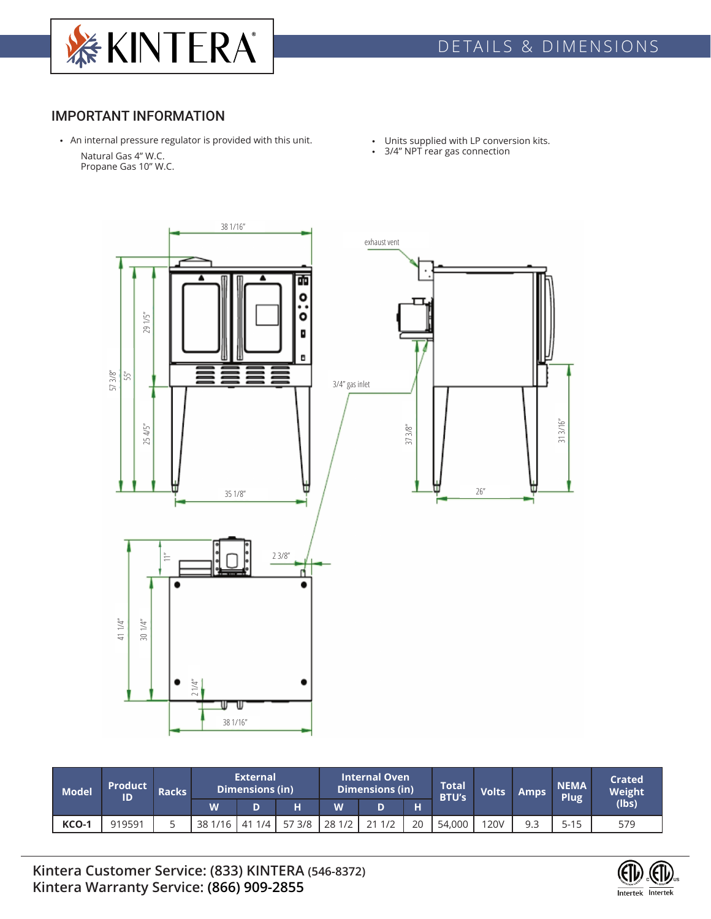## DETAILS & DIMENSIONS

## IMPORTANT INFORMATION

- An internal pressure regulator is provided with this unit.
  Natural Gas 4" W.C.
  Propane Gas 10" W.C.
- Units supplied with LP conversion kits.
- 3/4" NPT rear gas connection

38 1/16"
exhaust vent
57 3/8"
55"
29 1/5"
25 4/5"
35 1/8"
3/4" gas inlet
37 3/8"
31 3/16"
26"
11"
2 3/8"
41 1/4"
30 1/4"
2 1/4"
38 1/16"

| Model | Product ID | Racks | External Dimensions (in) | | | Internal Oven Dimensions (in) | | | Total BTU's | Volts | Amps | NEMA Plug | Crated Weight (lbs) |
|---|---|---|---|---|---|---|---|---|---|---|---|---|---|
| | | | W | D | H | W | D | H | | | | | |
| **KCO-1** | 919591 | 5 | 38 1/16 | 41 1/4 | 57 3/8 | 28 1/2 | 21 1/2 | 20 | 54,000 | 120V | 9.3 | 5-15 | 579 |

**Kintera Customer Service: (833) KINTERA (546-8372)**
**Kintera Warranty Service: (866) 909-2855**